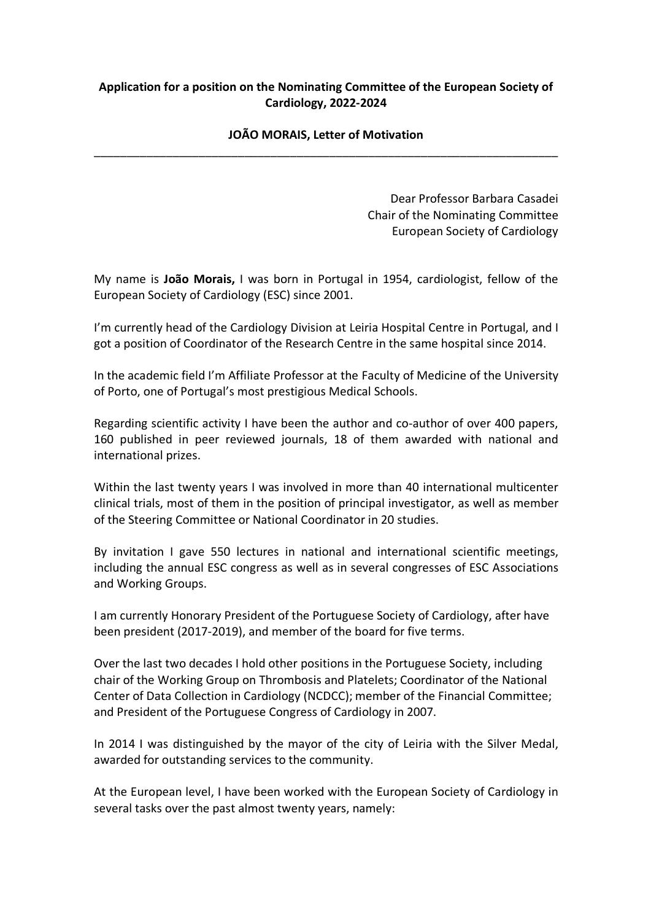**Application for a position on the Nominating Committee of the European Society of Cardiology, 2022-2024**

**JOÃO MORAIS, Letter of Motivation**

---

Dear Professor Barbara Casadei
Chair of the Nominating Committee
European Society of Cardiology

My name is **João Morais,** I was born in Portugal in 1954, cardiologist, fellow of the European Society of Cardiology (ESC) since 2001.

I'm currently head of the Cardiology Division at Leiria Hospital Centre in Portugal, and I got a position of Coordinator of the Research Centre in the same hospital since 2014.

In the academic field I'm Affiliate Professor at the Faculty of Medicine of the University of Porto, one of Portugal's most prestigious Medical Schools.

Regarding scientific activity I have been the author and co-author of over 400 papers, 160 published in peer reviewed journals, 18 of them awarded with national and international prizes.

Within the last twenty years I was involved in more than 40 international multicenter clinical trials, most of them in the position of principal investigator, as well as member of the Steering Committee or National Coordinator in 20 studies.

By invitation I gave 550 lectures in national and international scientific meetings, including the annual ESC congress as well as in several congresses of ESC Associations and Working Groups.

I am currently Honorary President of the Portuguese Society of Cardiology, after have been president (2017-2019), and member of the board for five terms.

Over the last two decades I hold other positions in the Portuguese Society, including chair of the Working Group on Thrombosis and Platelets; Coordinator of the National Center of Data Collection in Cardiology (NCDCC); member of the Financial Committee; and President of the Portuguese Congress of Cardiology in 2007.

In 2014 I was distinguished by the mayor of the city of Leiria with the Silver Medal, awarded for outstanding services to the community.

At the European level, I have been worked with the European Society of Cardiology in several tasks over the past almost twenty years, namely: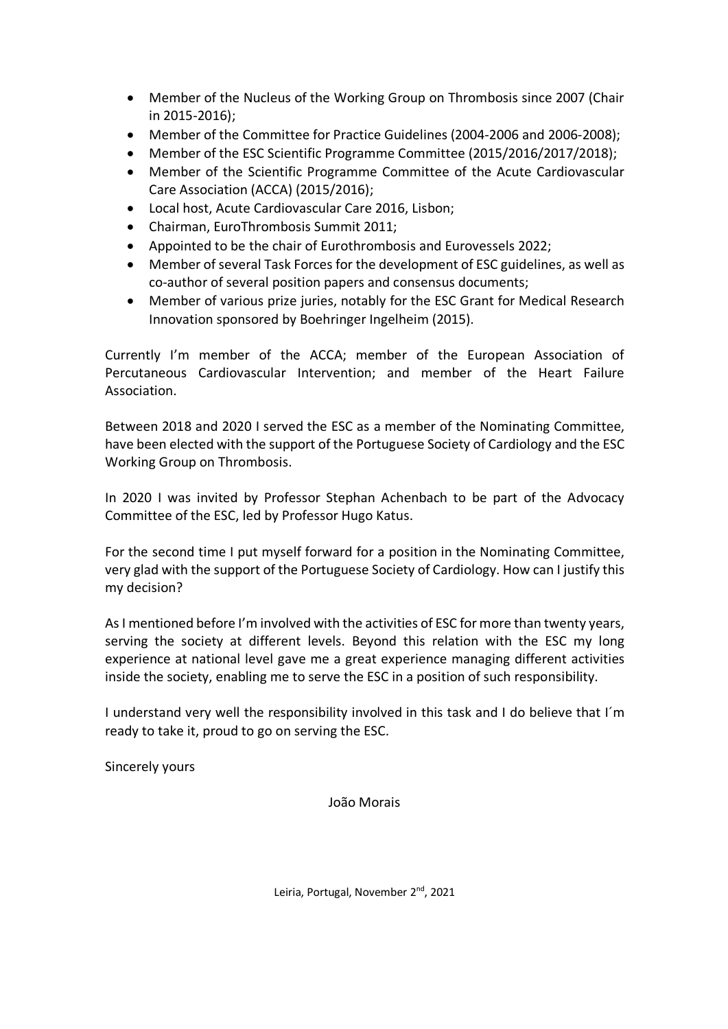- Member of the Nucleus of the Working Group on Thrombosis since 2007 (Chair in 2015-2016);
- Member of the Committee for Practice Guidelines (2004-2006 and 2006-2008);
- Member of the ESC Scientific Programme Committee (2015/2016/2017/2018);
- Member of the Scientific Programme Committee of the Acute Cardiovascular Care Association (ACCA) (2015/2016);
- Local host, Acute Cardiovascular Care 2016, Lisbon;
- Chairman, EuroThrombosis Summit 2011;
- Appointed to be the chair of Eurothrombosis and Eurovessels 2022;
- Member of several Task Forces for the development of ESC guidelines, as well as co-author of several position papers and consensus documents;
- Member of various prize juries, notably for the ESC Grant for Medical Research Innovation sponsored by Boehringer Ingelheim (2015).

Currently I'm member of the ACCA; member of the European Association of Percutaneous Cardiovascular Intervention; and member of the Heart Failure Association.

Between 2018 and 2020 I served the ESC as a member of the Nominating Committee, have been elected with the support of the Portuguese Society of Cardiology and the ESC Working Group on Thrombosis.

In 2020 I was invited by Professor Stephan Achenbach to be part of the Advocacy Committee of the ESC, led by Professor Hugo Katus.

For the second time I put myself forward for a position in the Nominating Committee, very glad with the support of the Portuguese Society of Cardiology. How can I justify this my decision?

As I mentioned before I'm involved with the activities of ESC for more than twenty years, serving the society at different levels. Beyond this relation with the ESC my long experience at national level gave me a great experience managing different activities inside the society, enabling me to serve the ESC in a position of such responsibility.

I understand very well the responsibility involved in this task and I do believe that I´m ready to take it, proud to go on serving the ESC.

Sincerely yours

João Morais

Leiria, Portugal, November 2nd, 2021